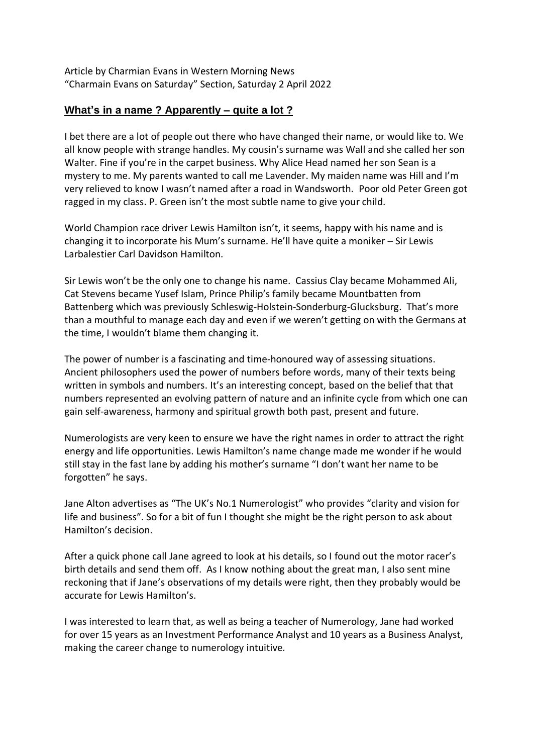Article by Charmian Evans in Western Morning News
"Charmain Evans on Saturday" Section, Saturday 2 April 2022

## **What's in a name ? Apparently – quite a lot ?**

I bet there are a lot of people out there who have changed their name, or would like to. We all know people with strange handles. My cousin's surname was Wall and she called her son Walter. Fine if you're in the carpet business. Why Alice Head named her son Sean is a mystery to me. My parents wanted to call me Lavender. My maiden name was Hill and I'm very relieved to know I wasn't named after a road in Wandsworth. Poor old Peter Green got ragged in my class. P. Green isn't the most subtle name to give your child.

World Champion race driver Lewis Hamilton isn't, it seems, happy with his name and is changing it to incorporate his Mum's surname. He'll have quite a moniker – Sir Lewis Larbalestier Carl Davidson Hamilton.

Sir Lewis won't be the only one to change his name. Cassius Clay became Mohammed Ali, Cat Stevens became Yusef Islam, Prince Philip's family became Mountbatten from Battenberg which was previously Schleswig-Holstein-Sonderburg-Glucksburg. That's more than a mouthful to manage each day and even if we weren't getting on with the Germans at the time, I wouldn't blame them changing it.

The power of number is a fascinating and time-honoured way of assessing situations. Ancient philosophers used the power of numbers before words, many of their texts being written in symbols and numbers. It's an interesting concept, based on the belief that that numbers represented an evolving pattern of nature and an infinite cycle from which one can gain self-awareness, harmony and spiritual growth both past, present and future.

Numerologists are very keen to ensure we have the right names in order to attract the right energy and life opportunities. Lewis Hamilton's name change made me wonder if he would still stay in the fast lane by adding his mother's surname "I don't want her name to be forgotten" he says.

Jane Alton advertises as "The UK's No.1 Numerologist" who provides "clarity and vision for life and business". So for a bit of fun I thought she might be the right person to ask about Hamilton's decision.

After a quick phone call Jane agreed to look at his details, so I found out the motor racer's birth details and send them off. As I know nothing about the great man, I also sent mine reckoning that if Jane's observations of my details were right, then they probably would be accurate for Lewis Hamilton's.

I was interested to learn that, as well as being a teacher of Numerology, Jane had worked for over 15 years as an Investment Performance Analyst and 10 years as a Business Analyst, making the career change to numerology intuitive.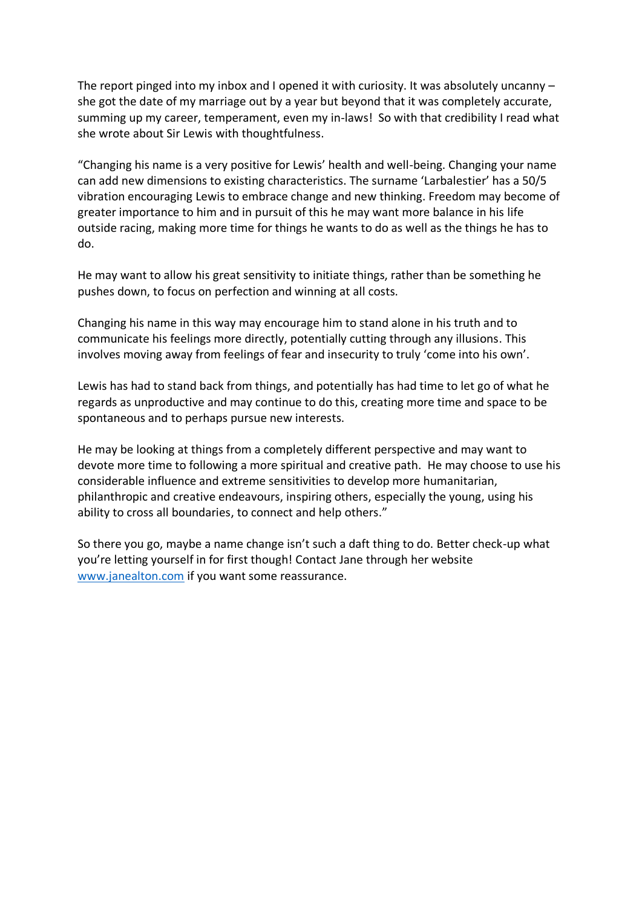The report pinged into my inbox and I opened it with curiosity. It was absolutely uncanny – she got the date of my marriage out by a year but beyond that it was completely accurate, summing up my career, temperament, even my in-laws! So with that credibility I read what she wrote about Sir Lewis with thoughtfulness.

"Changing his name is a very positive for Lewis' health and well-being. Changing your name can add new dimensions to existing characteristics. The surname 'Larbalestier' has a 50/5 vibration encouraging Lewis to embrace change and new thinking. Freedom may become of greater importance to him and in pursuit of this he may want more balance in his life outside racing, making more time for things he wants to do as well as the things he has to do.

He may want to allow his great sensitivity to initiate things, rather than be something he pushes down, to focus on perfection and winning at all costs.

Changing his name in this way may encourage him to stand alone in his truth and to communicate his feelings more directly, potentially cutting through any illusions. This involves moving away from feelings of fear and insecurity to truly 'come into his own'.

Lewis has had to stand back from things, and potentially has had time to let go of what he regards as unproductive and may continue to do this, creating more time and space to be spontaneous and to perhaps pursue new interests.

He may be looking at things from a completely different perspective and may want to devote more time to following a more spiritual and creative path. He may choose to use his considerable influence and extreme sensitivities to develop more humanitarian, philanthropic and creative endeavours, inspiring others, especially the young, using his ability to cross all boundaries, to connect and help others."

So there you go, maybe a name change isn't such a daft thing to do. Better check-up what you're letting yourself in for first though! Contact Jane through her website [www.janealton.com](http://www.janealton.com) if you want some reassurance.